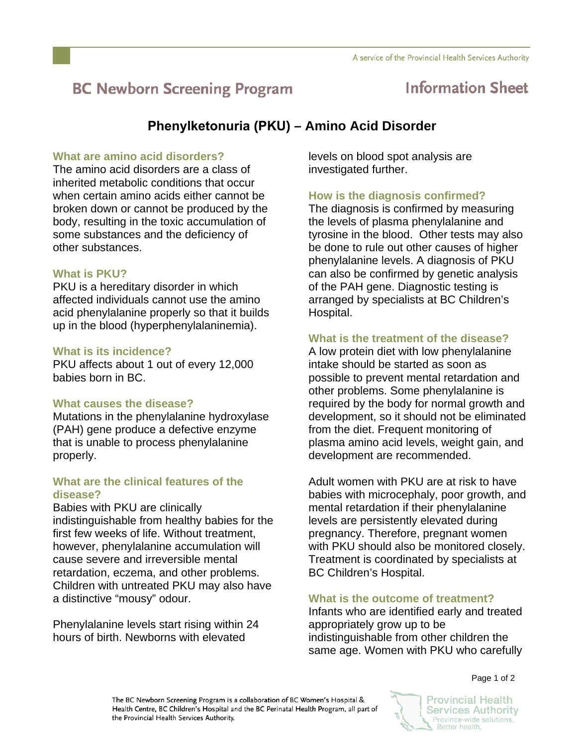# BC Newborn Screening Program — Information Sheet

## Phenylketonuria (PKU) – Amino Acid Disorder

### What are amino acid disorders?

The amino acid disorders are a class of inherited metabolic conditions that occur when certain amino acids either cannot be broken down or cannot be produced by the body, resulting in the toxic accumulation of some substances and the deficiency of other substances.

### What is PKU?

PKU is a hereditary disorder in which affected individuals cannot use the amino acid phenylalanine properly so that it builds up in the blood (hyperphenylalaninemia).

### What is its incidence?

PKU affects about 1 out of every 12,000 babies born in BC.

### What causes the disease?

Mutations in the phenylalanine hydroxylase (PAH) gene produce a defective enzyme that is unable to process phenylalanine properly.

### What are the clinical features of the disease?

Babies with PKU are clinically indistinguishable from healthy babies for the first few weeks of life. Without treatment, however, phenylalanine accumulation will cause severe and irreversible mental retardation, eczema, and other problems. Children with untreated PKU may also have a distinctive "mousy" odour.

Phenylalanine levels start rising within 24 hours of birth. Newborns with elevated levels on blood spot analysis are investigated further.

### How is the diagnosis confirmed?

The diagnosis is confirmed by measuring the levels of plasma phenylalanine and tyrosine in the blood. Other tests may also be done to rule out other causes of higher phenylalanine levels. A diagnosis of PKU can also be confirmed by genetic analysis of the PAH gene. Diagnostic testing is arranged by specialists at BC Children's Hospital.

### What is the treatment of the disease?

A low protein diet with low phenylalanine intake should be started as soon as possible to prevent mental retardation and other problems. Some phenylalanine is required by the body for normal growth and development, so it should not be eliminated from the diet. Frequent monitoring of plasma amino acid levels, weight gain, and development are recommended.

Adult women with PKU are at risk to have babies with microcephaly, poor growth, and mental retardation if their phenylalanine levels are persistently elevated during pregnancy. Therefore, pregnant women with PKU should also be monitored closely. Treatment is coordinated by specialists at BC Children's Hospital.

### What is the outcome of treatment?

Infants who are identified early and treated appropriately grow up to be indistinguishable from other children the same age. Women with PKU who carefully

The BC Newborn Screening Program is a collaboration of BC Women's Hospital & Health Centre, BC Children's Hospital and the BC Perinatal Health Program, all part of the Provincial Health Services Authority.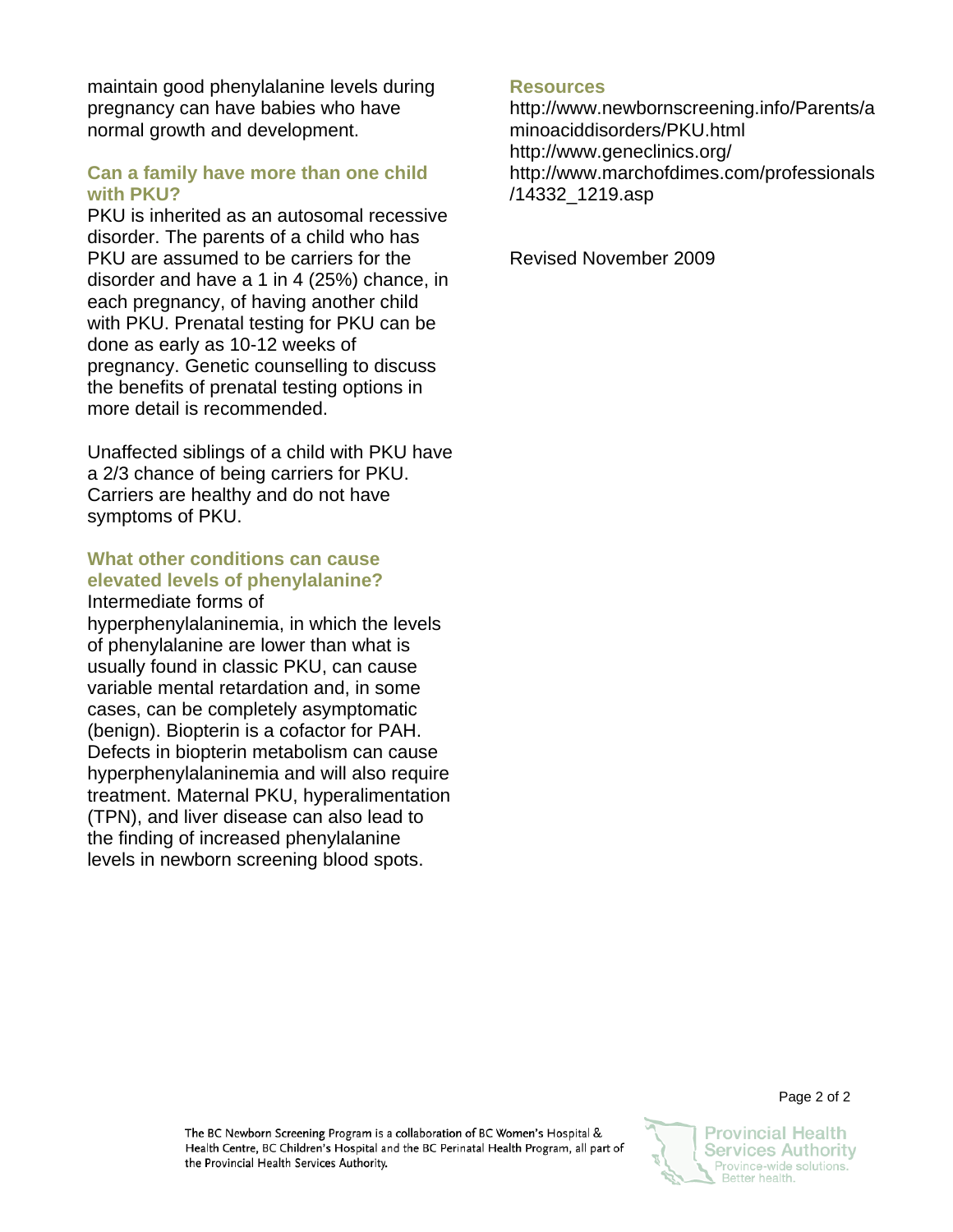maintain good phenylalanine levels during pregnancy can have babies who have normal growth and development.

### Can a family have more than one child with PKU?

PKU is inherited as an autosomal recessive disorder. The parents of a child who has PKU are assumed to be carriers for the disorder and have a 1 in 4 (25%) chance, in each pregnancy, of having another child with PKU. Prenatal testing for PKU can be done as early as 10-12 weeks of pregnancy. Genetic counselling to discuss the benefits of prenatal testing options in more detail is recommended.

Unaffected siblings of a child with PKU have a 2/3 chance of being carriers for PKU. Carriers are healthy and do not have symptoms of PKU.

### What other conditions can cause elevated levels of phenylalanine?

Intermediate forms of hyperphenylalaninemia, in which the levels of phenylalanine are lower than what is usually found in classic PKU, can cause variable mental retardation and, in some cases, can be completely asymptomatic (benign). Biopterin is a cofactor for PAH. Defects in biopterin metabolism can cause hyperphenylalaninemia and will also require treatment. Maternal PKU, hyperalimentation (TPN), and liver disease can also lead to the finding of increased phenylalanine levels in newborn screening blood spots.

### Resources

http://www.newbornscreening.info/Parents/aminoaciddisorders/PKU.html
http://www.geneclinics.org/
http://www.marchofdimes.com/professionals/14332_1219.asp

Revised November 2009

The BC Newborn Screening Program is a collaboration of BC Women's Hospital & Health Centre, BC Children's Hospital and the BC Perinatal Health Program, all part of the Provincial Health Services Authority.

Provincial Health Services Authority
Province-wide solutions. Better health.